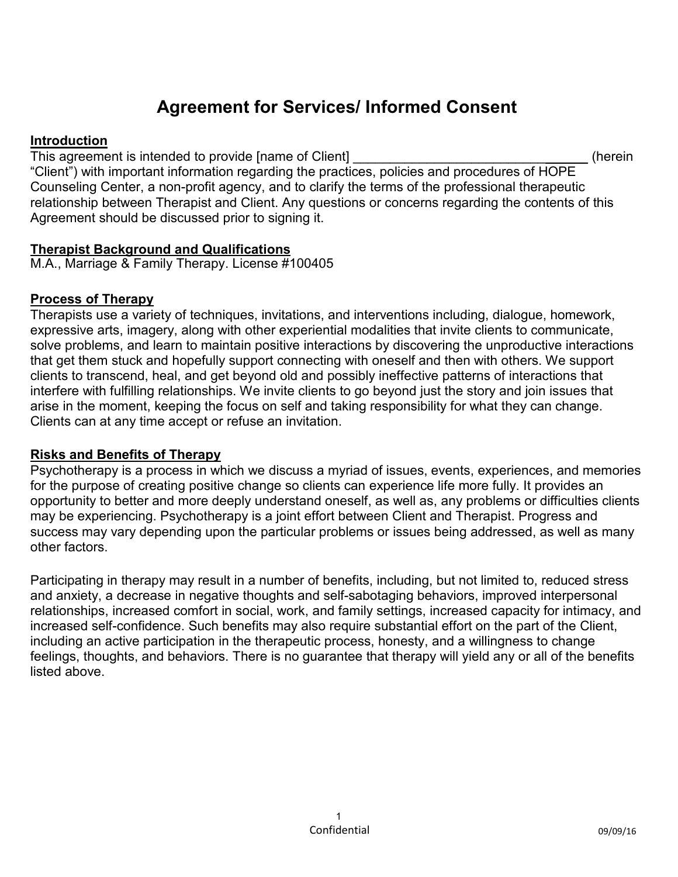# Agreement for Services/ Informed Consent

**Introduction**

This agreement is intended to provide [name of Client] ________________________________ (herein "Client") with important information regarding the practices, policies and procedures of HOPE Counseling Center, a non-profit agency, and to clarify the terms of the professional therapeutic relationship between Therapist and Client. Any questions or concerns regarding the contents of this Agreement should be discussed prior to signing it.

**Therapist Background and Qualifications**

M.A., Marriage & Family Therapy. License #100405

**Process of Therapy**

Therapists use a variety of techniques, invitations, and interventions including, dialogue, homework, expressive arts, imagery, along with other experiential modalities that invite clients to communicate, solve problems, and learn to maintain positive interactions by discovering the unproductive interactions that get them stuck and hopefully support connecting with oneself and then with others. We support clients to transcend, heal, and get beyond old and possibly ineffective patterns of interactions that interfere with fulfilling relationships. We invite clients to go beyond just the story and join issues that arise in the moment, keeping the focus on self and taking responsibility for what they can change. Clients can at any time accept or refuse an invitation.

**Risks and Benefits of Therapy**

Psychotherapy is a process in which we discuss a myriad of issues, events, experiences, and memories for the purpose of creating positive change so clients can experience life more fully. It provides an opportunity to better and more deeply understand oneself, as well as, any problems or difficulties clients may be experiencing. Psychotherapy is a joint effort between Client and Therapist. Progress and success may vary depending upon the particular problems or issues being addressed, as well as many other factors.

Participating in therapy may result in a number of benefits, including, but not limited to, reduced stress and anxiety, a decrease in negative thoughts and self-sabotaging behaviors, improved interpersonal relationships, increased comfort in social, work, and family settings, increased capacity for intimacy, and increased self-confidence. Such benefits may also require substantial effort on the part of the Client, including an active participation in the therapeutic process, honesty, and a willingness to change feelings, thoughts, and behaviors. There is no guarantee that therapy will yield any or all of the benefits listed above.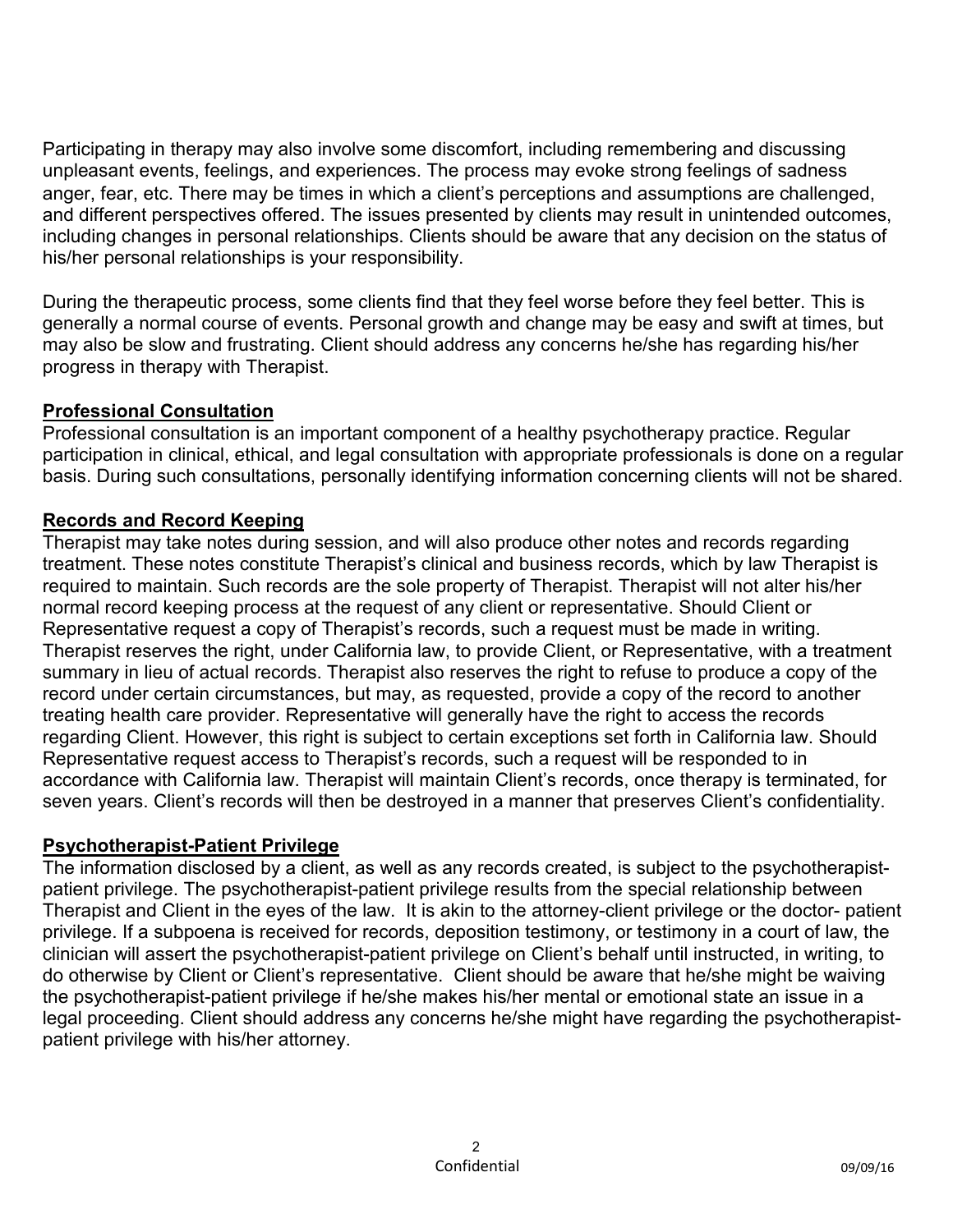Participating in therapy may also involve some discomfort, including remembering and discussing unpleasant events, feelings, and experiences. The process may evoke strong feelings of sadness anger, fear, etc. There may be times in which a client's perceptions and assumptions are challenged, and different perspectives offered. The issues presented by clients may result in unintended outcomes, including changes in personal relationships. Clients should be aware that any decision on the status of his/her personal relationships is your responsibility.

During the therapeutic process, some clients find that they feel worse before they feel better. This is generally a normal course of events. Personal growth and change may be easy and swift at times, but may also be slow and frustrating. Client should address any concerns he/she has regarding his/her progress in therapy with Therapist.

## Professional Consultation

Professional consultation is an important component of a healthy psychotherapy practice. Regular participation in clinical, ethical, and legal consultation with appropriate professionals is done on a regular basis. During such consultations, personally identifying information concerning clients will not be shared.

## Records and Record Keeping

Therapist may take notes during session, and will also produce other notes and records regarding treatment. These notes constitute Therapist's clinical and business records, which by law Therapist is required to maintain. Such records are the sole property of Therapist. Therapist will not alter his/her normal record keeping process at the request of any client or representative. Should Client or Representative request a copy of Therapist's records, such a request must be made in writing. Therapist reserves the right, under California law, to provide Client, or Representative, with a treatment summary in lieu of actual records. Therapist also reserves the right to refuse to produce a copy of the record under certain circumstances, but may, as requested, provide a copy of the record to another treating health care provider. Representative will generally have the right to access the records regarding Client. However, this right is subject to certain exceptions set forth in California law. Should Representative request access to Therapist's records, such a request will be responded to in accordance with California law. Therapist will maintain Client's records, once therapy is terminated, for seven years. Client's records will then be destroyed in a manner that preserves Client's confidentiality.

## Psychotherapist-Patient Privilege

The information disclosed by a client, as well as any records created, is subject to the psychotherapist-patient privilege. The psychotherapist-patient privilege results from the special relationship between Therapist and Client in the eyes of the law. It is akin to the attorney-client privilege or the doctor- patient privilege. If a subpoena is received for records, deposition testimony, or testimony in a court of law, the clinician will assert the psychotherapist-patient privilege on Client's behalf until instructed, in writing, to do otherwise by Client or Client's representative. Client should be aware that he/she might be waiving the psychotherapist-patient privilege if he/she makes his/her mental or emotional state an issue in a legal proceeding. Client should address any concerns he/she might have regarding the psychotherapist-patient privilege with his/her attorney.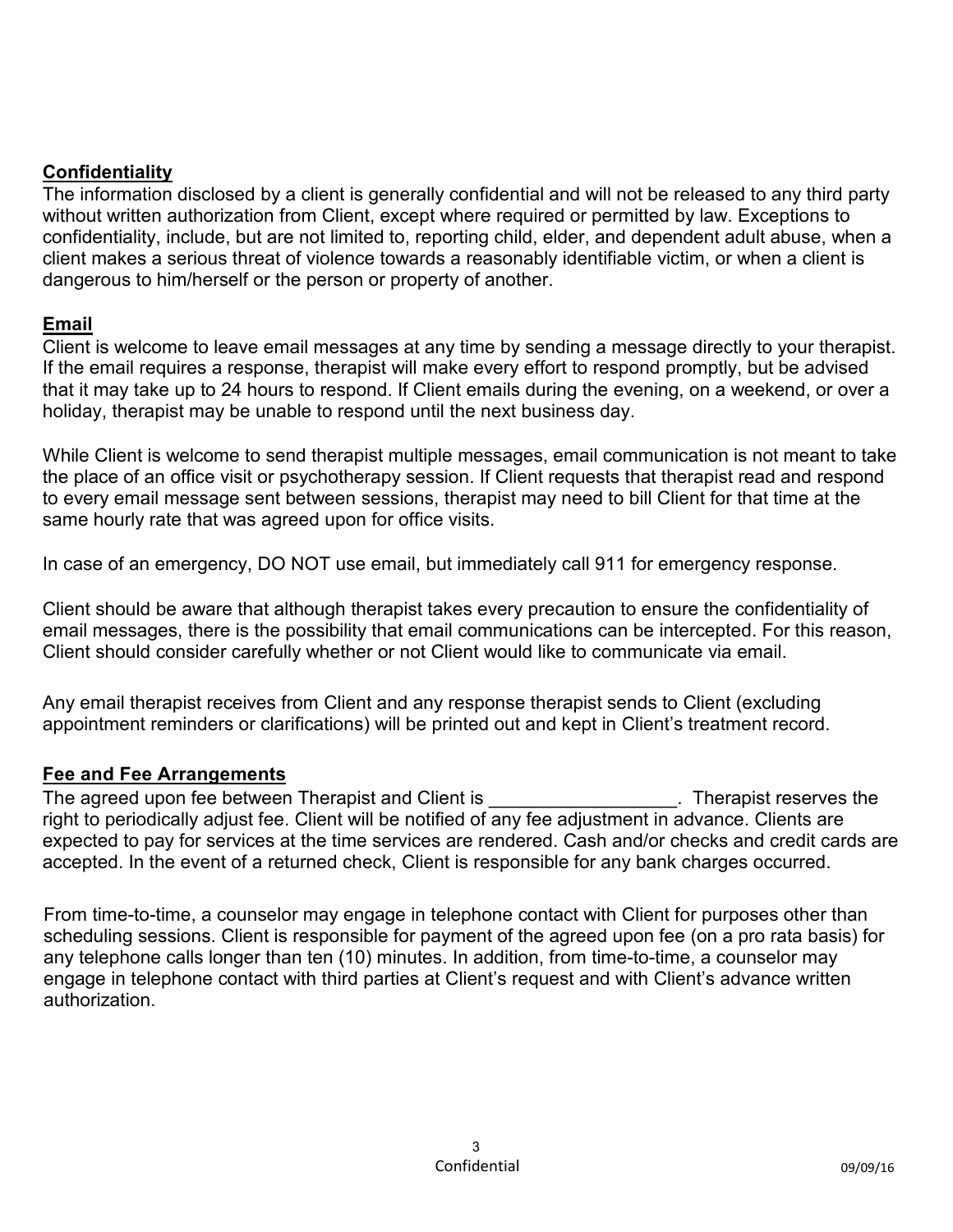## Confidentiality

The information disclosed by a client is generally confidential and will not be released to any third party without written authorization from Client, except where required or permitted by law. Exceptions to confidentiality, include, but are not limited to, reporting child, elder, and dependent adult abuse, when a client makes a serious threat of violence towards a reasonably identifiable victim, or when a client is dangerous to him/herself or the person or property of another.

## Email

Client is welcome to leave email messages at any time by sending a message directly to your therapist. If the email requires a response, therapist will make every effort to respond promptly, but be advised that it may take up to 24 hours to respond. If Client emails during the evening, on a weekend, or over a holiday, therapist may be unable to respond until the next business day.

While Client is welcome to send therapist multiple messages, email communication is not meant to take the place of an office visit or psychotherapy session. If Client requests that therapist read and respond to every email message sent between sessions, therapist may need to bill Client for that time at the same hourly rate that was agreed upon for office visits.

In case of an emergency, DO NOT use email, but immediately call 911 for emergency response.

Client should be aware that although therapist takes every precaution to ensure the confidentiality of email messages, there is the possibility that email communications can be intercepted. For this reason, Client should consider carefully whether or not Client would like to communicate via email.

Any email therapist receives from Client and any response therapist sends to Client (excluding appointment reminders or clarifications) will be printed out and kept in Client's treatment record.

## Fee and Fee Arrangements

The agreed upon fee between Therapist and Client is __________________. Therapist reserves the right to periodically adjust fee. Client will be notified of any fee adjustment in advance. Clients are expected to pay for services at the time services are rendered. Cash and/or checks and credit cards are accepted. In the event of a returned check, Client is responsible for any bank charges occurred.

From time-to-time, a counselor may engage in telephone contact with Client for purposes other than scheduling sessions. Client is responsible for payment of the agreed upon fee (on a pro rata basis) for any telephone calls longer than ten (10) minutes. In addition, from time-to-time, a counselor may engage in telephone contact with third parties at Client's request and with Client's advance written authorization.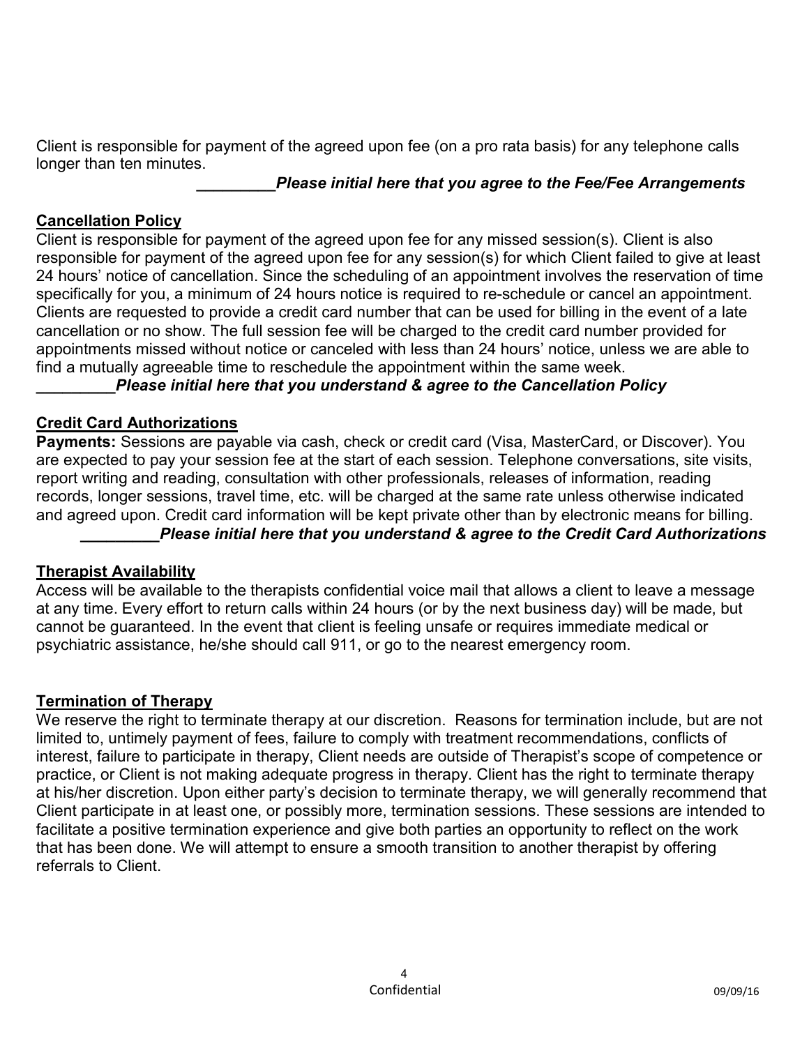Client is responsible for payment of the agreed upon fee (on a pro rata basis) for any telephone calls longer than ten minutes.

_________***Please initial here that you agree to the Fee/Fee Arrangements***

## Cancellation Policy

Client is responsible for payment of the agreed upon fee for any missed session(s). Client is also responsible for payment of the agreed upon fee for any session(s) for which Client failed to give at least 24 hours' notice of cancellation. Since the scheduling of an appointment involves the reservation of time specifically for you, a minimum of 24 hours notice is required to re-schedule or cancel an appointment. Clients are requested to provide a credit card number that can be used for billing in the event of a late cancellation or no show. The full session fee will be charged to the credit card number provided for appointments missed without notice or canceled with less than 24 hours' notice, unless we are able to find a mutually agreeable time to reschedule the appointment within the same week.

_________***Please initial here that you understand & agree to the Cancellation Policy***

## Credit Card Authorizations

**Payments:** Sessions are payable via cash, check or credit card (Visa, MasterCard, or Discover). You are expected to pay your session fee at the start of each session. Telephone conversations, site visits, report writing and reading, consultation with other professionals, releases of information, reading records, longer sessions, travel time, etc. will be charged at the same rate unless otherwise indicated and agreed upon. Credit card information will be kept private other than by electronic means for billing.

_________***Please initial here that you understand & agree to the Credit Card Authorizations***

## Therapist Availability

Access will be available to the therapists confidential voice mail that allows a client to leave a message at any time. Every effort to return calls within 24 hours (or by the next business day) will be made, but cannot be guaranteed. In the event that client is feeling unsafe or requires immediate medical or psychiatric assistance, he/she should call 911, or go to the nearest emergency room.

## Termination of Therapy

We reserve the right to terminate therapy at our discretion. Reasons for termination include, but are not limited to, untimely payment of fees, failure to comply with treatment recommendations, conflicts of interest, failure to participate in therapy, Client needs are outside of Therapist's scope of competence or practice, or Client is not making adequate progress in therapy. Client has the right to terminate therapy at his/her discretion. Upon either party's decision to terminate therapy, we will generally recommend that Client participate in at least one, or possibly more, termination sessions. These sessions are intended to facilitate a positive termination experience and give both parties an opportunity to reflect on the work that has been done. We will attempt to ensure a smooth transition to another therapist by offering referrals to Client.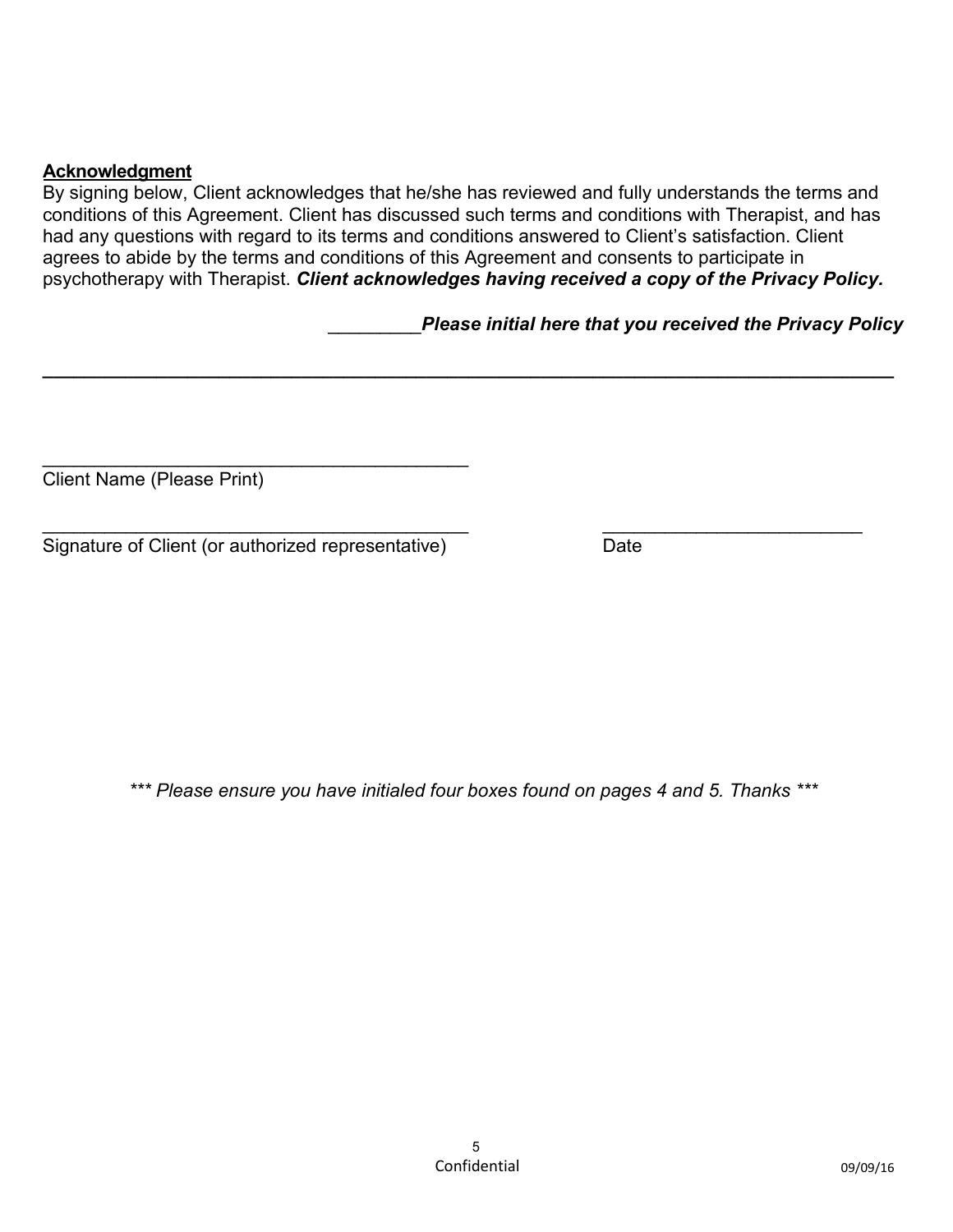**Acknowledgment**

By signing below, Client acknowledges that he/she has reviewed and fully understands the terms and conditions of this Agreement. Client has discussed such terms and conditions with Therapist, and has had any questions with regard to its terms and conditions answered to Client's satisfaction. Client agrees to abide by the terms and conditions of this Agreement and consents to participate in psychotherapy with Therapist. ***Client acknowledges having received a copy of the Privacy Policy.***

_________***Please initial here that you received the Privacy Policy***

---

__________________________________________
Client Name (Please Print)

__________________________________________ _________________________
Signature of Client (or authorized representative) Date

*\*\*\* Please ensure you have initialed four boxes found on pages 4 and 5. Thanks \*\*\**

Confidential

09/09/16